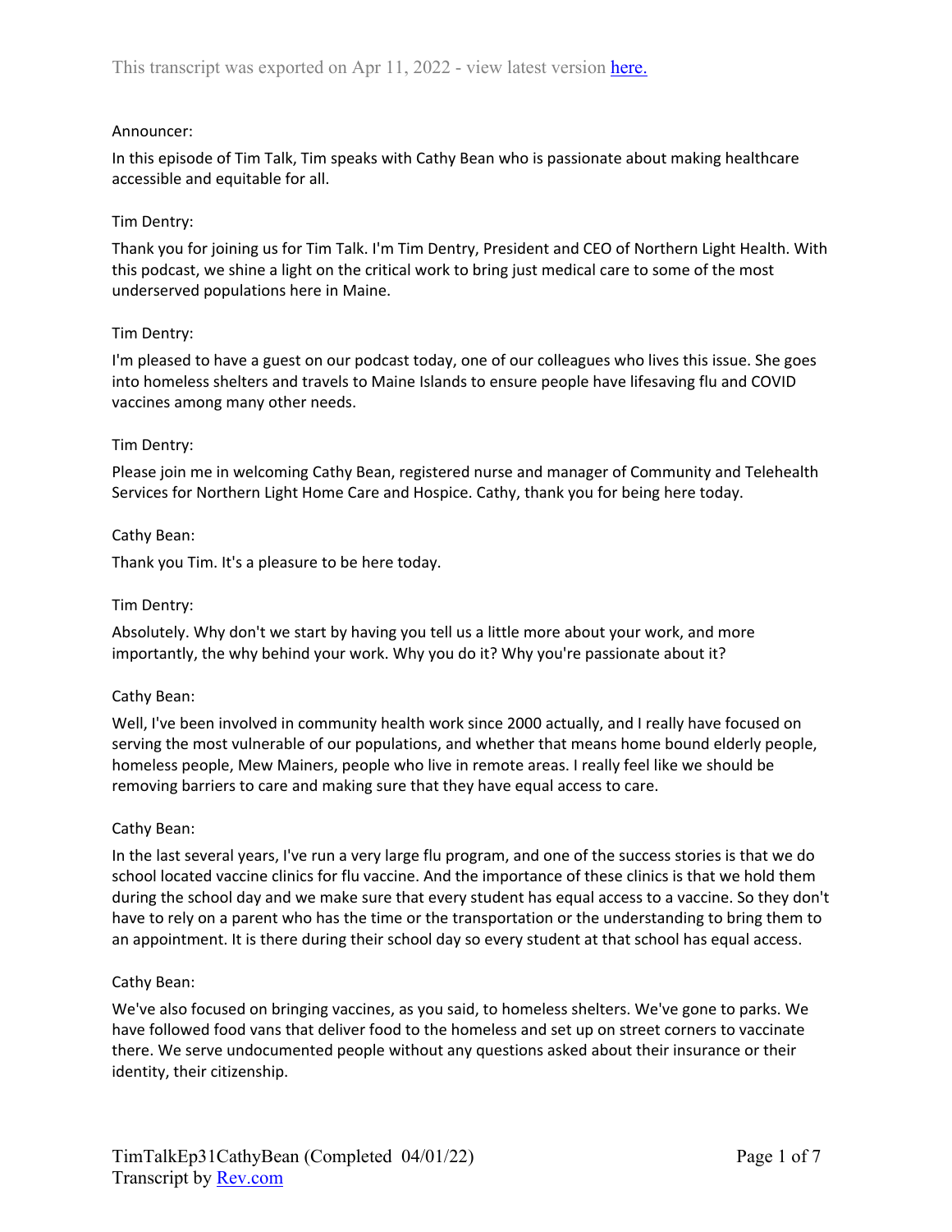This transcript was exported on Apr 11, 2022 - view latest version here.

Announcer:

In this episode of Tim Talk, Tim speaks with Cathy Bean who is passionate about making healthcare accessible and equitable for all.

Tim Dentry:

Thank you for joining us for Tim Talk. I'm Tim Dentry, President and CEO of Northern Light Health. With this podcast, we shine a light on the critical work to bring just medical care to some of the most underserved populations here in Maine.

Tim Dentry:

I'm pleased to have a guest on our podcast today, one of our colleagues who lives this issue. She goes into homeless shelters and travels to Maine Islands to ensure people have lifesaving flu and COVID vaccines among many other needs.

Tim Dentry:

Please join me in welcoming Cathy Bean, registered nurse and manager of Community and Telehealth Services for Northern Light Home Care and Hospice. Cathy, thank you for being here today.

Cathy Bean:

Thank you Tim. It's a pleasure to be here today.

Tim Dentry:

Absolutely. Why don't we start by having you tell us a little more about your work, and more importantly, the why behind your work. Why you do it? Why you're passionate about it?

Cathy Bean:

Well, I've been involved in community health work since 2000 actually, and I really have focused on serving the most vulnerable of our populations, and whether that means home bound elderly people, homeless people, Mew Mainers, people who live in remote areas. I really feel like we should be removing barriers to care and making sure that they have equal access to care.

Cathy Bean:

In the last several years, I've run a very large flu program, and one of the success stories is that we do school located vaccine clinics for flu vaccine. And the importance of these clinics is that we hold them during the school day and we make sure that every student has equal access to a vaccine. So they don't have to rely on a parent who has the time or the transportation or the understanding to bring them to an appointment. It is there during their school day so every student at that school has equal access.

Cathy Bean:

We've also focused on bringing vaccines, as you said, to homeless shelters. We've gone to parks. We have followed food vans that deliver food to the homeless and set up on street corners to vaccinate there. We serve undocumented people without any questions asked about their insurance or their identity, their citizenship.

TimTalkEp31CathyBean (Completed 04/01/22)
Transcript by Rev.com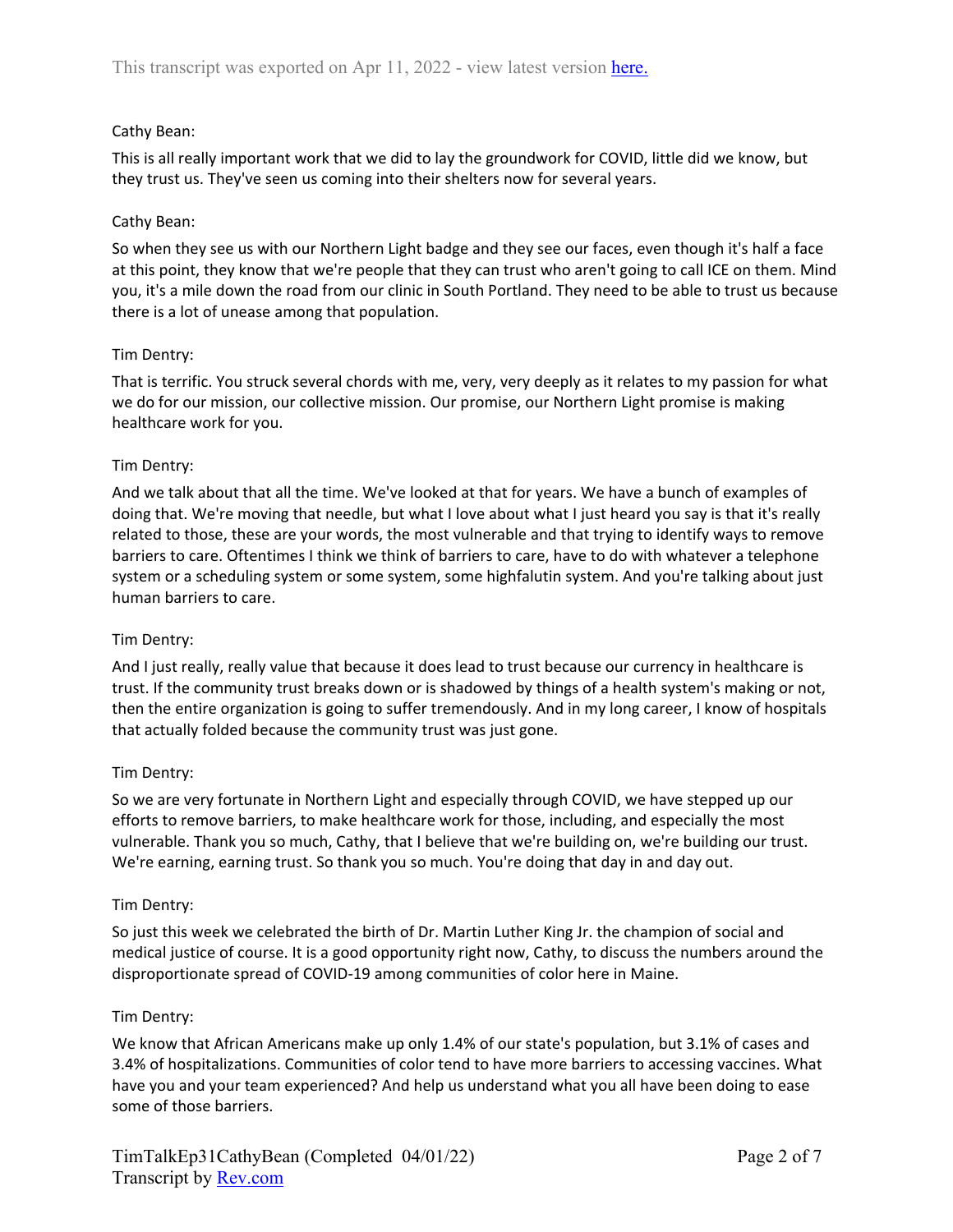Cathy Bean:

This is all really important work that we did to lay the groundwork for COVID, little did we know, but they trust us. They've seen us coming into their shelters now for several years.

Cathy Bean:

So when they see us with our Northern Light badge and they see our faces, even though it's half a face at this point, they know that we're people that they can trust who aren't going to call ICE on them. Mind you, it's a mile down the road from our clinic in South Portland. They need to be able to trust us because there is a lot of unease among that population.

Tim Dentry:

That is terrific. You struck several chords with me, very, very deeply as it relates to my passion for what we do for our mission, our collective mission. Our promise, our Northern Light promise is making healthcare work for you.

Tim Dentry:

And we talk about that all the time. We've looked at that for years. We have a bunch of examples of doing that. We're moving that needle, but what I love about what I just heard you say is that it's really related to those, these are your words, the most vulnerable and that trying to identify ways to remove barriers to care. Oftentimes I think we think of barriers to care, have to do with whatever a telephone system or a scheduling system or some system, some highfalutin system. And you're talking about just human barriers to care.

Tim Dentry:

And I just really, really value that because it does lead to trust because our currency in healthcare is trust. If the community trust breaks down or is shadowed by things of a health system's making or not, then the entire organization is going to suffer tremendously. And in my long career, I know of hospitals that actually folded because the community trust was just gone.

Tim Dentry:

So we are very fortunate in Northern Light and especially through COVID, we have stepped up our efforts to remove barriers, to make healthcare work for those, including, and especially the most vulnerable. Thank you so much, Cathy, that I believe that we're building on, we're building our trust. We're earning, earning trust. So thank you so much. You're doing that day in and day out.

Tim Dentry:

So just this week we celebrated the birth of Dr. Martin Luther King Jr. the champion of social and medical justice of course. It is a good opportunity right now, Cathy, to discuss the numbers around the disproportionate spread of COVID-19 among communities of color here in Maine.

Tim Dentry:

We know that African Americans make up only 1.4% of our state's population, but 3.1% of cases and 3.4% of hospitalizations. Communities of color tend to have more barriers to accessing vaccines. What have you and your team experienced? And help us understand what you all have been doing to ease some of those barriers.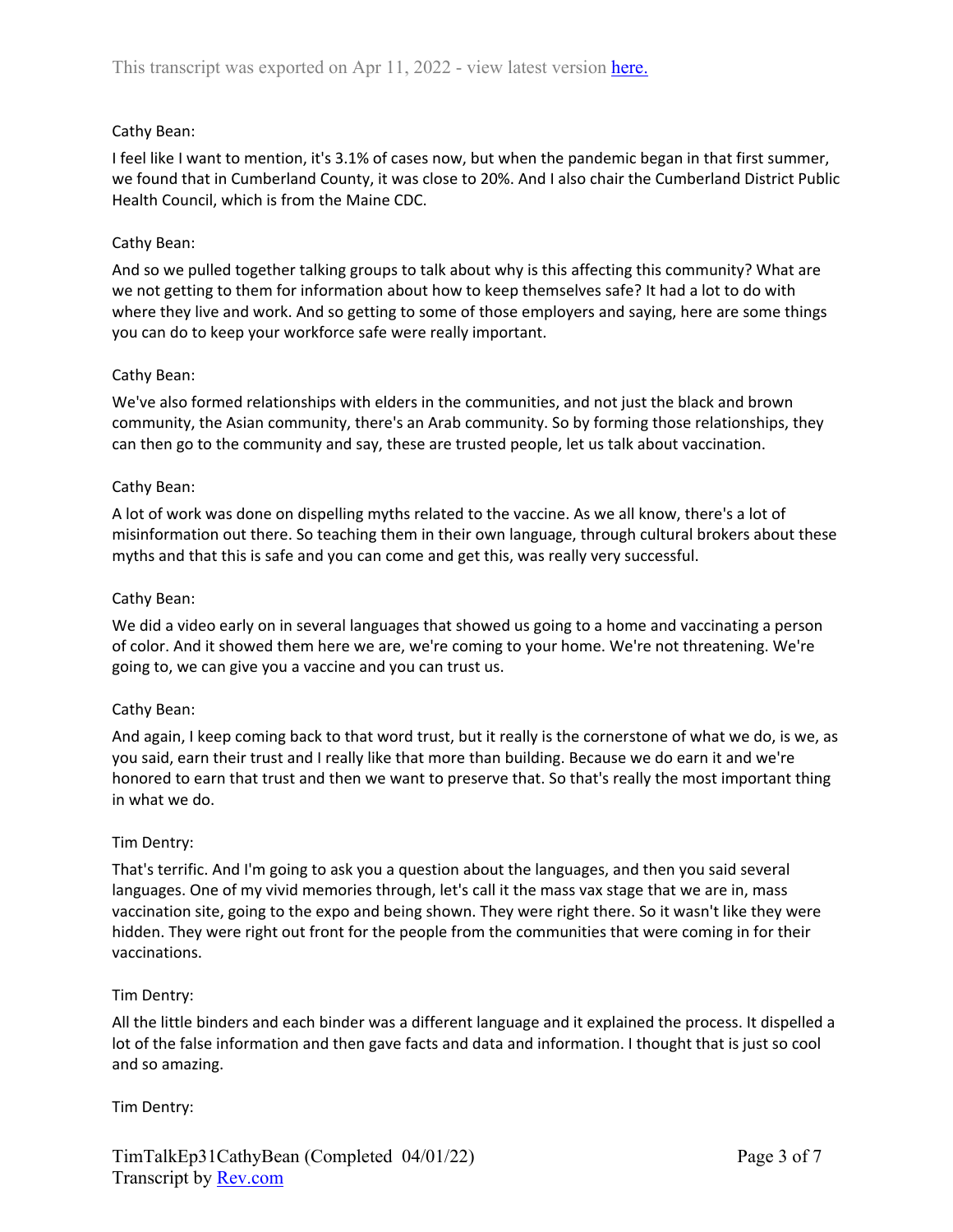Cathy Bean:

I feel like I want to mention, it's 3.1% of cases now, but when the pandemic began in that first summer, we found that in Cumberland County, it was close to 20%. And I also chair the Cumberland District Public Health Council, which is from the Maine CDC.

Cathy Bean:

And so we pulled together talking groups to talk about why is this affecting this community? What are we not getting to them for information about how to keep themselves safe? It had a lot to do with where they live and work. And so getting to some of those employers and saying, here are some things you can do to keep your workforce safe were really important.

Cathy Bean:

We've also formed relationships with elders in the communities, and not just the black and brown community, the Asian community, there's an Arab community. So by forming those relationships, they can then go to the community and say, these are trusted people, let us talk about vaccination.

Cathy Bean:

A lot of work was done on dispelling myths related to the vaccine. As we all know, there's a lot of misinformation out there. So teaching them in their own language, through cultural brokers about these myths and that this is safe and you can come and get this, was really very successful.

Cathy Bean:

We did a video early on in several languages that showed us going to a home and vaccinating a person of color. And it showed them here we are, we're coming to your home. We're not threatening. We're going to, we can give you a vaccine and you can trust us.

Cathy Bean:

And again, I keep coming back to that word trust, but it really is the cornerstone of what we do, is we, as you said, earn their trust and I really like that more than building. Because we do earn it and we're honored to earn that trust and then we want to preserve that. So that's really the most important thing in what we do.

Tim Dentry:

That's terrific. And I'm going to ask you a question about the languages, and then you said several languages. One of my vivid memories through, let's call it the mass vax stage that we are in, mass vaccination site, going to the expo and being shown. They were right there. So it wasn't like they were hidden. They were right out front for the people from the communities that were coming in for their vaccinations.

Tim Dentry:

All the little binders and each binder was a different language and it explained the process. It dispelled a lot of the false information and then gave facts and data and information. I thought that is just so cool and so amazing.

Tim Dentry: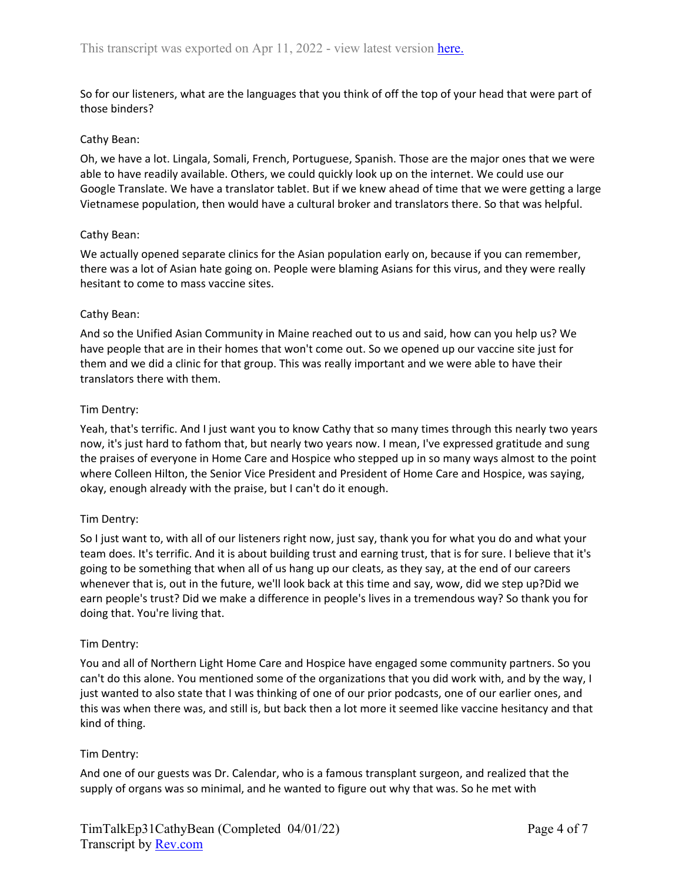So for our listeners, what are the languages that you think of off the top of your head that were part of those binders?

Cathy Bean:

Oh, we have a lot. Lingala, Somali, French, Portuguese, Spanish. Those are the major ones that we were able to have readily available. Others, we could quickly look up on the internet. We could use our Google Translate. We have a translator tablet. But if we knew ahead of time that we were getting a large Vietnamese population, then would have a cultural broker and translators there. So that was helpful.

Cathy Bean:

We actually opened separate clinics for the Asian population early on, because if you can remember, there was a lot of Asian hate going on. People were blaming Asians for this virus, and they were really hesitant to come to mass vaccine sites.

Cathy Bean:

And so the Unified Asian Community in Maine reached out to us and said, how can you help us? We have people that are in their homes that won't come out. So we opened up our vaccine site just for them and we did a clinic for that group. This was really important and we were able to have their translators there with them.

Tim Dentry:

Yeah, that's terrific. And I just want you to know Cathy that so many times through this nearly two years now, it's just hard to fathom that, but nearly two years now. I mean, I've expressed gratitude and sung the praises of everyone in Home Care and Hospice who stepped up in so many ways almost to the point where Colleen Hilton, the Senior Vice President and President of Home Care and Hospice, was saying, okay, enough already with the praise, but I can't do it enough.

Tim Dentry:

So I just want to, with all of our listeners right now, just say, thank you for what you do and what your team does. It's terrific. And it is about building trust and earning trust, that is for sure. I believe that it's going to be something that when all of us hang up our cleats, as they say, at the end of our careers whenever that is, out in the future, we'll look back at this time and say, wow, did we step up?Did we earn people's trust? Did we make a difference in people's lives in a tremendous way? So thank you for doing that. You're living that.

Tim Dentry:

You and all of Northern Light Home Care and Hospice have engaged some community partners. So you can't do this alone. You mentioned some of the organizations that you did work with, and by the way, I just wanted to also state that I was thinking of one of our prior podcasts, one of our earlier ones, and this was when there was, and still is, but back then a lot more it seemed like vaccine hesitancy and that kind of thing.

Tim Dentry:

And one of our guests was Dr. Calendar, who is a famous transplant surgeon, and realized that the supply of organs was so minimal, and he wanted to figure out why that was. So he met with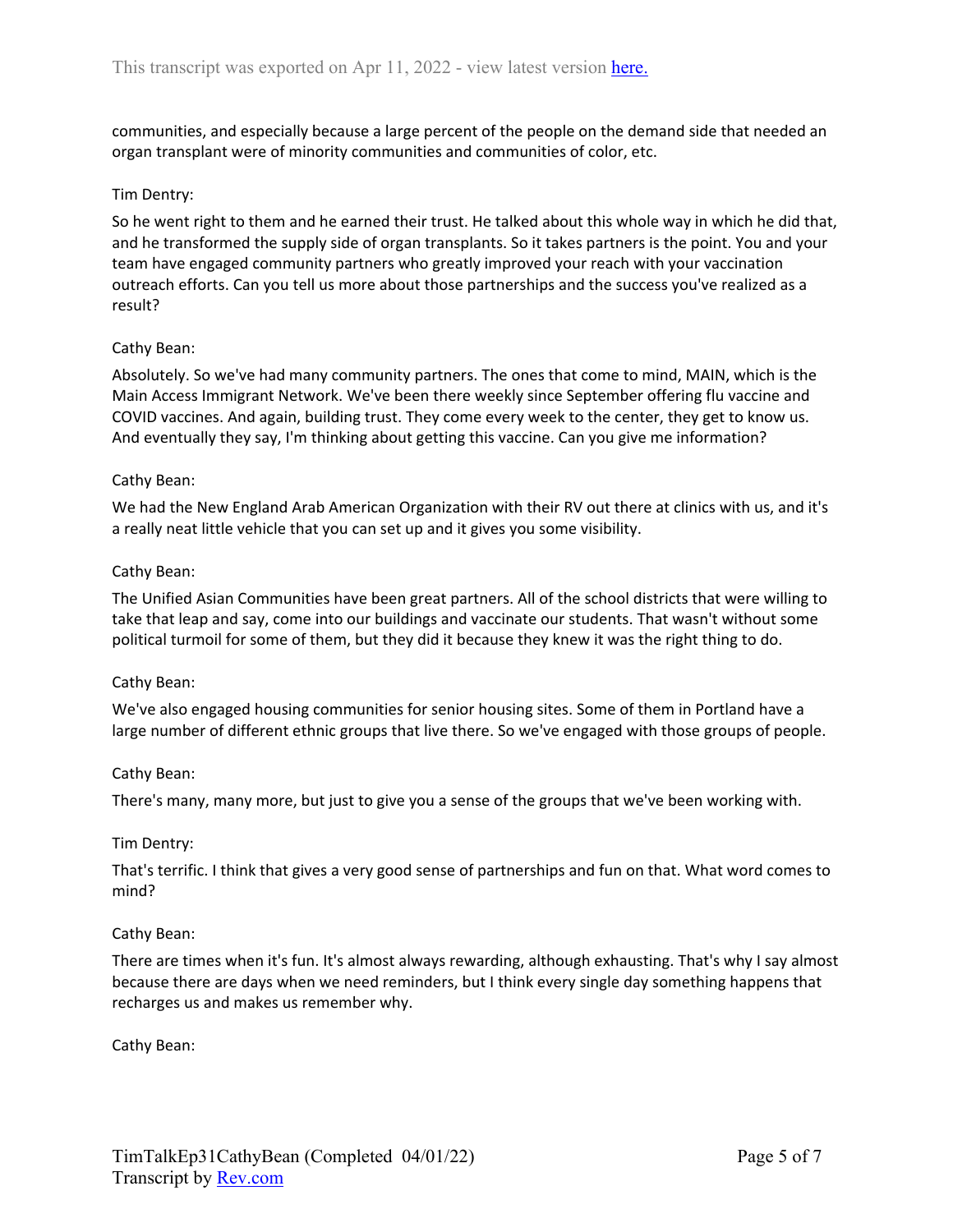communities, and especially because a large percent of the people on the demand side that needed an organ transplant were of minority communities and communities of color, etc.

Tim Dentry:

So he went right to them and he earned their trust. He talked about this whole way in which he did that, and he transformed the supply side of organ transplants. So it takes partners is the point. You and your team have engaged community partners who greatly improved your reach with your vaccination outreach efforts. Can you tell us more about those partnerships and the success you've realized as a result?

Cathy Bean:

Absolutely. So we've had many community partners. The ones that come to mind, MAIN, which is the Main Access Immigrant Network. We've been there weekly since September offering flu vaccine and COVID vaccines. And again, building trust. They come every week to the center, they get to know us. And eventually they say, I'm thinking about getting this vaccine. Can you give me information?

Cathy Bean:

We had the New England Arab American Organization with their RV out there at clinics with us, and it's a really neat little vehicle that you can set up and it gives you some visibility.

Cathy Bean:

The Unified Asian Communities have been great partners. All of the school districts that were willing to take that leap and say, come into our buildings and vaccinate our students. That wasn't without some political turmoil for some of them, but they did it because they knew it was the right thing to do.

Cathy Bean:

We've also engaged housing communities for senior housing sites. Some of them in Portland have a large number of different ethnic groups that live there. So we've engaged with those groups of people.

Cathy Bean:

There's many, many more, but just to give you a sense of the groups that we've been working with.

Tim Dentry:

That's terrific. I think that gives a very good sense of partnerships and fun on that. What word comes to mind?

Cathy Bean:

There are times when it's fun. It's almost always rewarding, although exhausting. That's why I say almost because there are days when we need reminders, but I think every single day something happens that recharges us and makes us remember why.

Cathy Bean: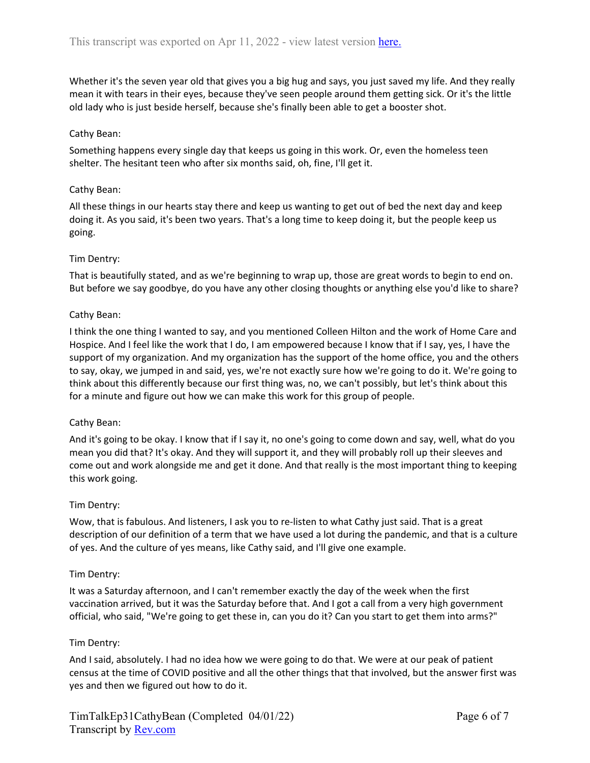Whether it's the seven year old that gives you a big hug and says, you just saved my life. And they really mean it with tears in their eyes, because they've seen people around them getting sick. Or it's the little old lady who is just beside herself, because she's finally been able to get a booster shot.

Cathy Bean:

Something happens every single day that keeps us going in this work. Or, even the homeless teen shelter. The hesitant teen who after six months said, oh, fine, I'll get it.

Cathy Bean:

All these things in our hearts stay there and keep us wanting to get out of bed the next day and keep doing it. As you said, it's been two years. That's a long time to keep doing it, but the people keep us going.

Tim Dentry:

That is beautifully stated, and as we're beginning to wrap up, those are great words to begin to end on. But before we say goodbye, do you have any other closing thoughts or anything else you'd like to share?

Cathy Bean:

I think the one thing I wanted to say, and you mentioned Colleen Hilton and the work of Home Care and Hospice. And I feel like the work that I do, I am empowered because I know that if I say, yes, I have the support of my organization. And my organization has the support of the home office, you and the others to say, okay, we jumped in and said, yes, we're not exactly sure how we're going to do it. We're going to think about this differently because our first thing was, no, we can't possibly, but let's think about this for a minute and figure out how we can make this work for this group of people.

Cathy Bean:

And it's going to be okay. I know that if I say it, no one's going to come down and say, well, what do you mean you did that? It's okay. And they will support it, and they will probably roll up their sleeves and come out and work alongside me and get it done. And that really is the most important thing to keeping this work going.

Tim Dentry:

Wow, that is fabulous. And listeners, I ask you to re-listen to what Cathy just said. That is a great description of our definition of a term that we have used a lot during the pandemic, and that is a culture of yes. And the culture of yes means, like Cathy said, and I'll give one example.

Tim Dentry:

It was a Saturday afternoon, and I can't remember exactly the day of the week when the first vaccination arrived, but it was the Saturday before that. And I got a call from a very high government official, who said, "We're going to get these in, can you do it? Can you start to get them into arms?"

Tim Dentry:

And I said, absolutely. I had no idea how we were going to do that. We were at our peak of patient census at the time of COVID positive and all the other things that that involved, but the answer first was yes and then we figured out how to do it.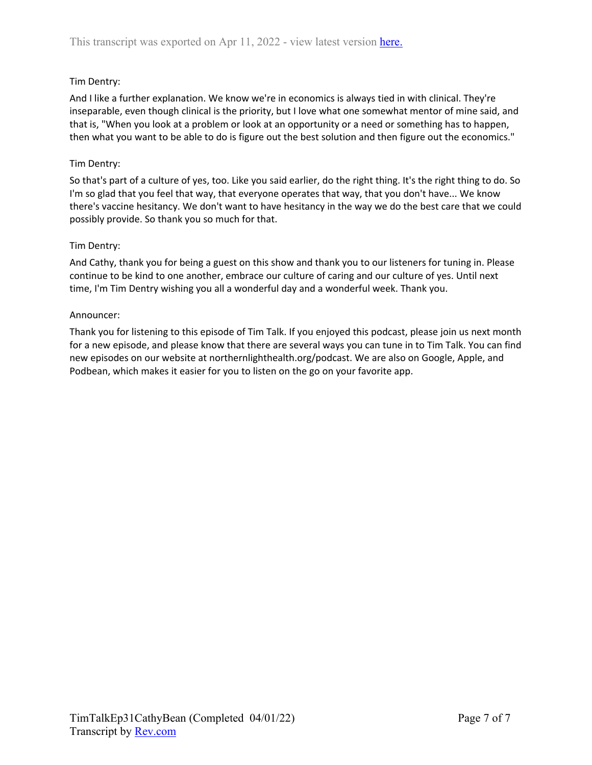Tim Dentry:

And I like a further explanation. We know we're in economics is always tied in with clinical. They're inseparable, even though clinical is the priority, but I love what one somewhat mentor of mine said, and that is, "When you look at a problem or look at an opportunity or a need or something has to happen, then what you want to be able to do is figure out the best solution and then figure out the economics."

Tim Dentry:

So that's part of a culture of yes, too. Like you said earlier, do the right thing. It's the right thing to do. So I'm so glad that you feel that way, that everyone operates that way, that you don't have... We know there's vaccine hesitancy. We don't want to have hesitancy in the way we do the best care that we could possibly provide. So thank you so much for that.

Tim Dentry:

And Cathy, thank you for being a guest on this show and thank you to our listeners for tuning in. Please continue to be kind to one another, embrace our culture of caring and our culture of yes. Until next time, I'm Tim Dentry wishing you all a wonderful day and a wonderful week. Thank you.

Announcer:

Thank you for listening to this episode of Tim Talk. If you enjoyed this podcast, please join us next month for a new episode, and please know that there are several ways you can tune in to Tim Talk. You can find new episodes on our website at northernlighthealth.org/podcast. We are also on Google, Apple, and Podbean, which makes it easier for you to listen on the go on your favorite app.